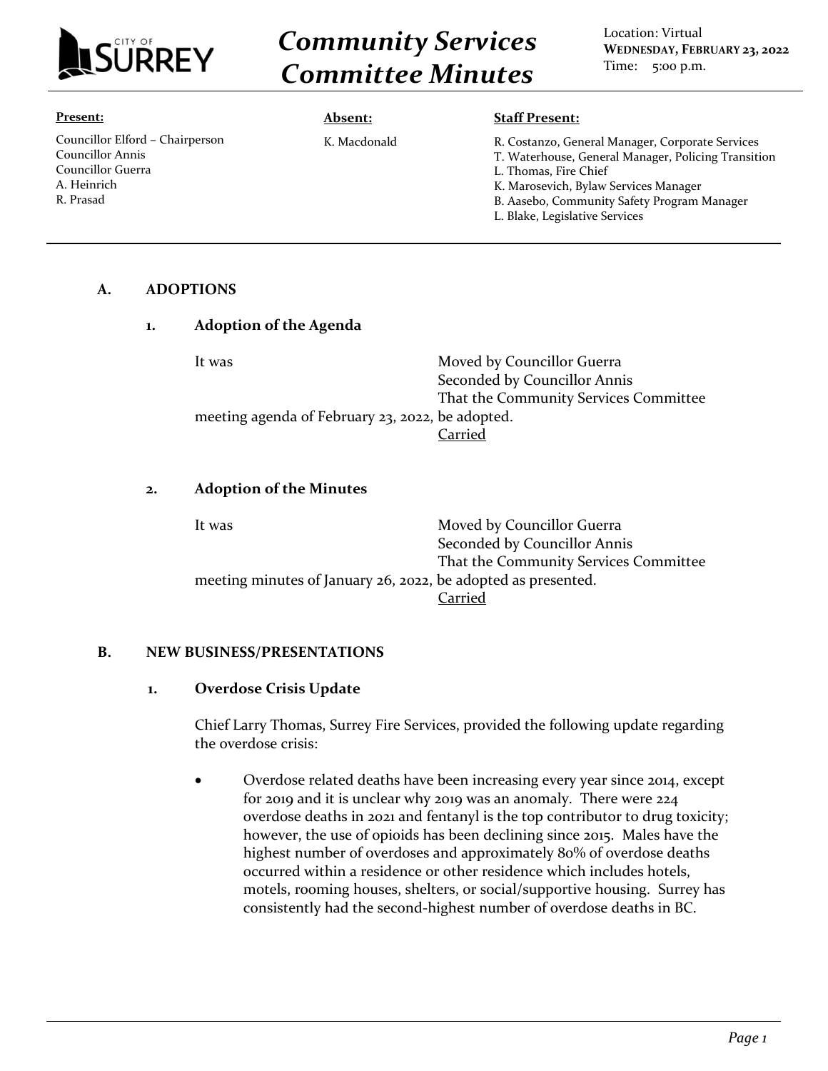# Community Services Committee Minutes

Location: Virtual
**WEDNESDAY, FEBRUARY 23, 2022**
Time: 5:00 p.m.

**Present:**
Councillor Elford – Chairperson
Councillor Annis
Councillor Guerra
A. Heinrich
R. Prasad

**Absent:**
K. Macdonald

**Staff Present:**
R. Costanzo, General Manager, Corporate Services
T. Waterhouse, General Manager, Policing Transition
L. Thomas, Fire Chief
K. Marosevich, Bylaw Services Manager
B. Aasebo, Community Safety Program Manager
L. Blake, Legislative Services

## A. ADOPTIONS

### 1. Adoption of the Agenda

It was Moved by Councillor Guerra
Seconded by Councillor Annis
That the Community Services Committee meeting agenda of February 23, 2022, be adopted.
Carried

### 2. Adoption of the Minutes

It was Moved by Councillor Guerra
Seconded by Councillor Annis
That the Community Services Committee meeting minutes of January 26, 2022, be adopted as presented.
Carried

## B. NEW BUSINESS/PRESENTATIONS

### 1. Overdose Crisis Update

Chief Larry Thomas, Surrey Fire Services, provided the following update regarding the overdose crisis:

- Overdose related deaths have been increasing every year since 2014, except for 2019 and it is unclear why 2019 was an anomaly. There were 224 overdose deaths in 2021 and fentanyl is the top contributor to drug toxicity; however, the use of opioids has been declining since 2015. Males have the highest number of overdoses and approximately 80% of overdose deaths occurred within a residence or other residence which includes hotels, motels, rooming houses, shelters, or social/supportive housing. Surrey has consistently had the second-highest number of overdose deaths in BC.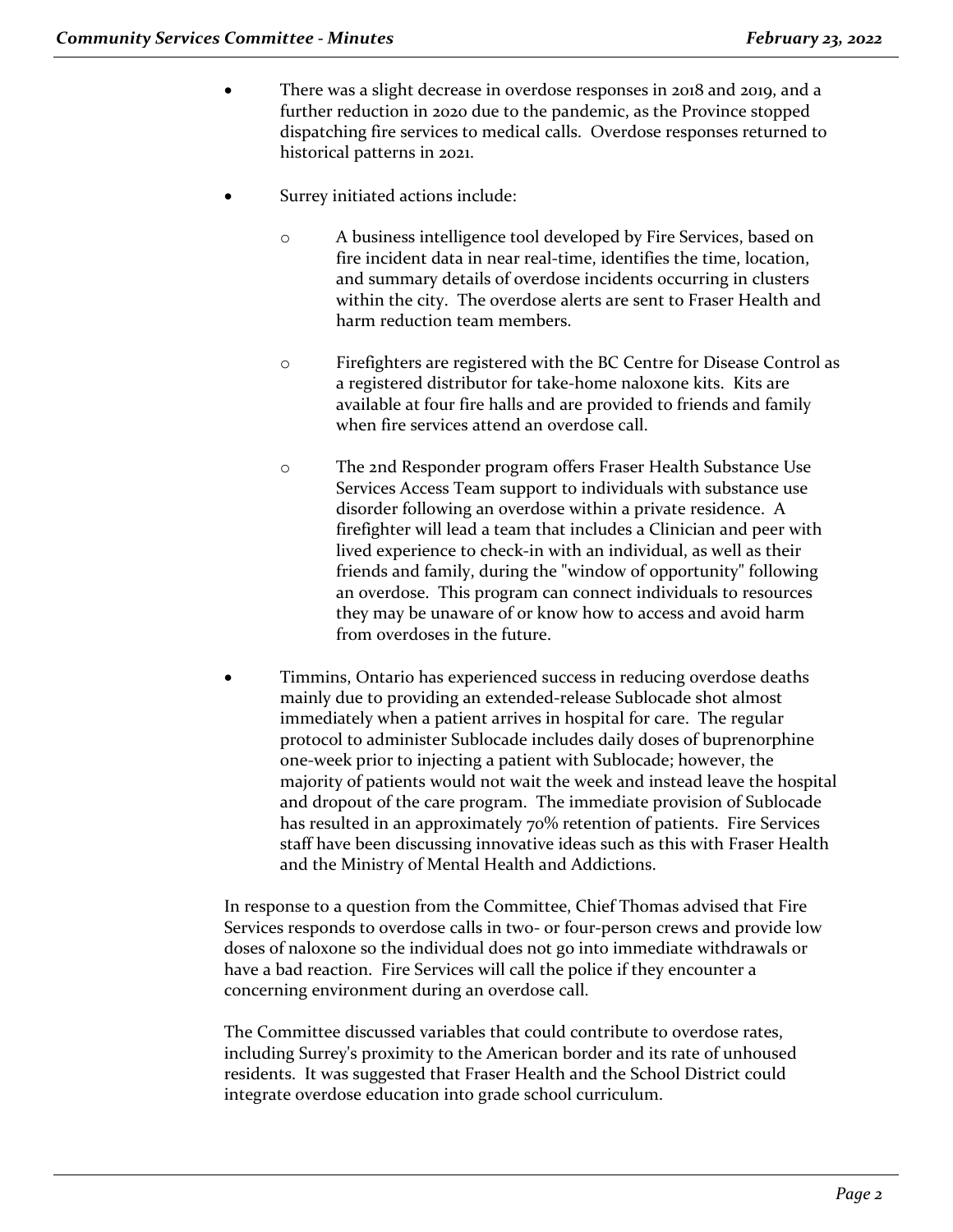- There was a slight decrease in overdose responses in 2018 and 2019, and a further reduction in 2020 due to the pandemic, as the Province stopped dispatching fire services to medical calls. Overdose responses returned to historical patterns in 2021.

- Surrey initiated actions include:

  - A business intelligence tool developed by Fire Services, based on fire incident data in near real-time, identifies the time, location, and summary details of overdose incidents occurring in clusters within the city. The overdose alerts are sent to Fraser Health and harm reduction team members.

  - Firefighters are registered with the BC Centre for Disease Control as a registered distributor for take-home naloxone kits. Kits are available at four fire halls and are provided to friends and family when fire services attend an overdose call.

  - The 2nd Responder program offers Fraser Health Substance Use Services Access Team support to individuals with substance use disorder following an overdose within a private residence. A firefighter will lead a team that includes a Clinician and peer with lived experience to check-in with an individual, as well as their friends and family, during the "window of opportunity" following an overdose. This program can connect individuals to resources they may be unaware of or know how to access and avoid harm from overdoses in the future.

- Timmins, Ontario has experienced success in reducing overdose deaths mainly due to providing an extended-release Sublocade shot almost immediately when a patient arrives in hospital for care. The regular protocol to administer Sublocade includes daily doses of buprenorphine one-week prior to injecting a patient with Sublocade; however, the majority of patients would not wait the week and instead leave the hospital and dropout of the care program. The immediate provision of Sublocade has resulted in an approximately 70% retention of patients. Fire Services staff have been discussing innovative ideas such as this with Fraser Health and the Ministry of Mental Health and Addictions.

In response to a question from the Committee, Chief Thomas advised that Fire Services responds to overdose calls in two- or four-person crews and provide low doses of naloxone so the individual does not go into immediate withdrawals or have a bad reaction. Fire Services will call the police if they encounter a concerning environment during an overdose call.

The Committee discussed variables that could contribute to overdose rates, including Surrey's proximity to the American border and its rate of unhoused residents. It was suggested that Fraser Health and the School District could integrate overdose education into grade school curriculum.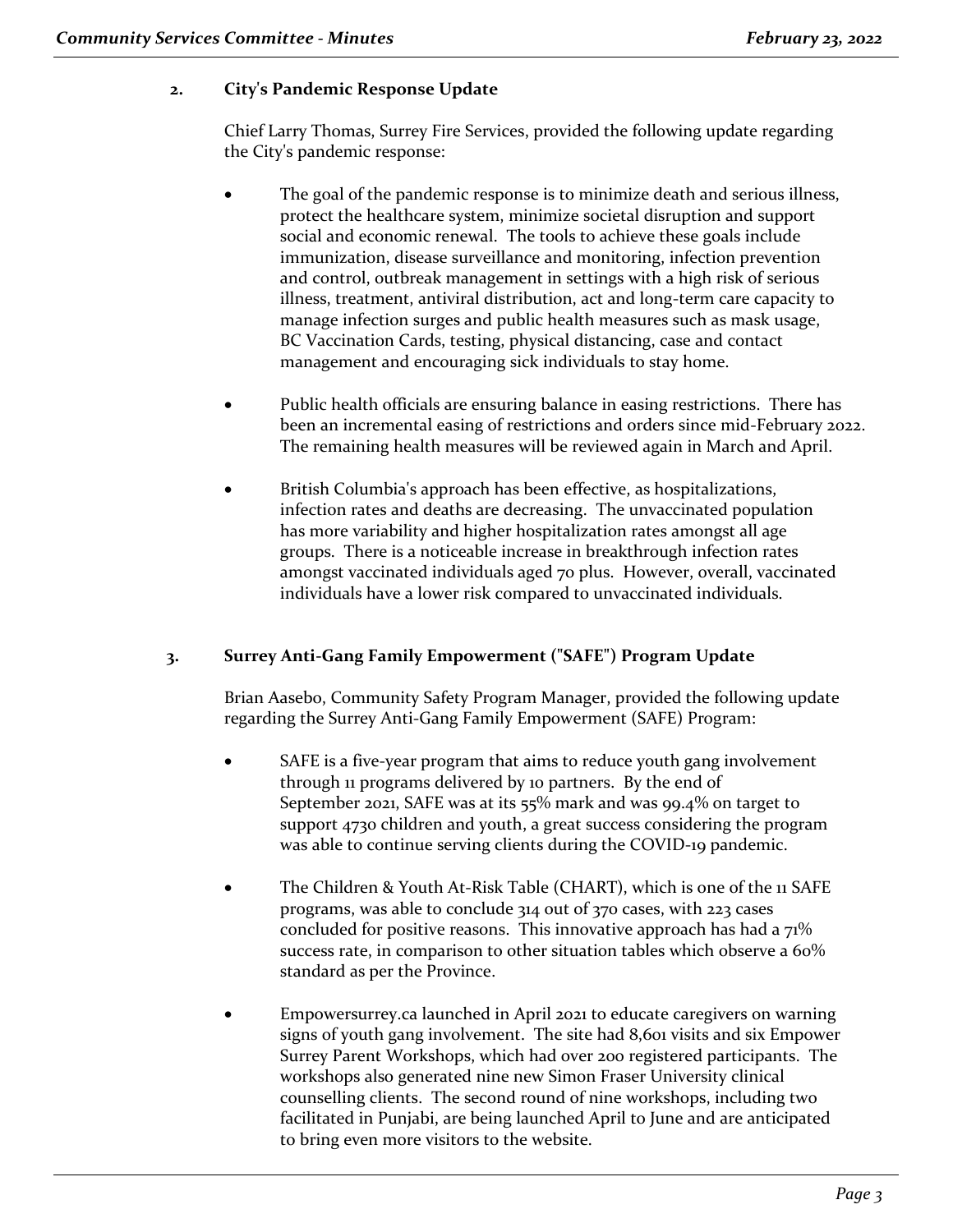## 2. City's Pandemic Response Update

Chief Larry Thomas, Surrey Fire Services, provided the following update regarding the City's pandemic response:

- The goal of the pandemic response is to minimize death and serious illness, protect the healthcare system, minimize societal disruption and support social and economic renewal. The tools to achieve these goals include immunization, disease surveillance and monitoring, infection prevention and control, outbreak management in settings with a high risk of serious illness, treatment, antiviral distribution, act and long-term care capacity to manage infection surges and public health measures such as mask usage, BC Vaccination Cards, testing, physical distancing, case and contact management and encouraging sick individuals to stay home.

- Public health officials are ensuring balance in easing restrictions. There has been an incremental easing of restrictions and orders since mid-February 2022. The remaining health measures will be reviewed again in March and April.

- British Columbia's approach has been effective, as hospitalizations, infection rates and deaths are decreasing. The unvaccinated population has more variability and higher hospitalization rates amongst all age groups. There is a noticeable increase in breakthrough infection rates amongst vaccinated individuals aged 70 plus. However, overall, vaccinated individuals have a lower risk compared to unvaccinated individuals.

## 3. Surrey Anti-Gang Family Empowerment ("SAFE") Program Update

Brian Aasebo, Community Safety Program Manager, provided the following update regarding the Surrey Anti-Gang Family Empowerment (SAFE) Program:

- SAFE is a five-year program that aims to reduce youth gang involvement through 11 programs delivered by 10 partners. By the end of September 2021, SAFE was at its 55% mark and was 99.4% on target to support 4730 children and youth, a great success considering the program was able to continue serving clients during the COVID-19 pandemic.

- The Children & Youth At-Risk Table (CHART), which is one of the 11 SAFE programs, was able to conclude 314 out of 370 cases, with 223 cases concluded for positive reasons. This innovative approach has had a 71% success rate, in comparison to other situation tables which observe a 60% standard as per the Province.

- Empowersurrey.ca launched in April 2021 to educate caregivers on warning signs of youth gang involvement. The site had 8,601 visits and six Empower Surrey Parent Workshops, which had over 200 registered participants. The workshops also generated nine new Simon Fraser University clinical counselling clients. The second round of nine workshops, including two facilitated in Punjabi, are being launched April to June and are anticipated to bring even more visitors to the website.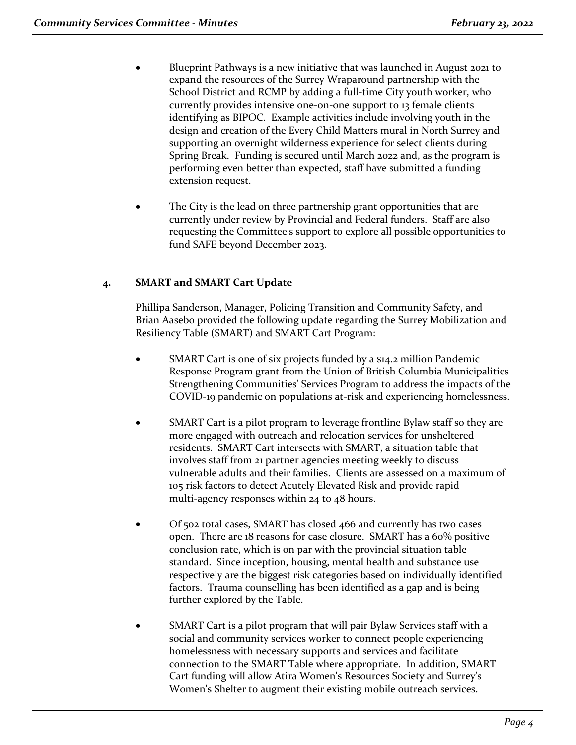- Blueprint Pathways is a new initiative that was launched in August 2021 to expand the resources of the Surrey Wraparound partnership with the School District and RCMP by adding a full-time City youth worker, who currently provides intensive one-on-one support to 13 female clients identifying as BIPOC. Example activities include involving youth in the design and creation of the Every Child Matters mural in North Surrey and supporting an overnight wilderness experience for select clients during Spring Break. Funding is secured until March 2022 and, as the program is performing even better than expected, staff have submitted a funding extension request.

- The City is the lead on three partnership grant opportunities that are currently under review by Provincial and Federal funders. Staff are also requesting the Committee's support to explore all possible opportunities to fund SAFE beyond December 2023.

**4. SMART and SMART Cart Update**

Phillipa Sanderson, Manager, Policing Transition and Community Safety, and Brian Aasebo provided the following update regarding the Surrey Mobilization and Resiliency Table (SMART) and SMART Cart Program:

- SMART Cart is one of six projects funded by a $14.2 million Pandemic Response Program grant from the Union of British Columbia Municipalities Strengthening Communities' Services Program to address the impacts of the COVID-19 pandemic on populations at-risk and experiencing homelessness.

- SMART Cart is a pilot program to leverage frontline Bylaw staff so they are more engaged with outreach and relocation services for unsheltered residents. SMART Cart intersects with SMART, a situation table that involves staff from 21 partner agencies meeting weekly to discuss vulnerable adults and their families. Clients are assessed on a maximum of 105 risk factors to detect Acutely Elevated Risk and provide rapid multi-agency responses within 24 to 48 hours.

- Of 502 total cases, SMART has closed 466 and currently has two cases open. There are 18 reasons for case closure. SMART has a 60% positive conclusion rate, which is on par with the provincial situation table standard. Since inception, housing, mental health and substance use respectively are the biggest risk categories based on individually identified factors. Trauma counselling has been identified as a gap and is being further explored by the Table.

- SMART Cart is a pilot program that will pair Bylaw Services staff with a social and community services worker to connect people experiencing homelessness with necessary supports and services and facilitate connection to the SMART Table where appropriate. In addition, SMART Cart funding will allow Atira Women's Resources Society and Surrey's Women's Shelter to augment their existing mobile outreach services.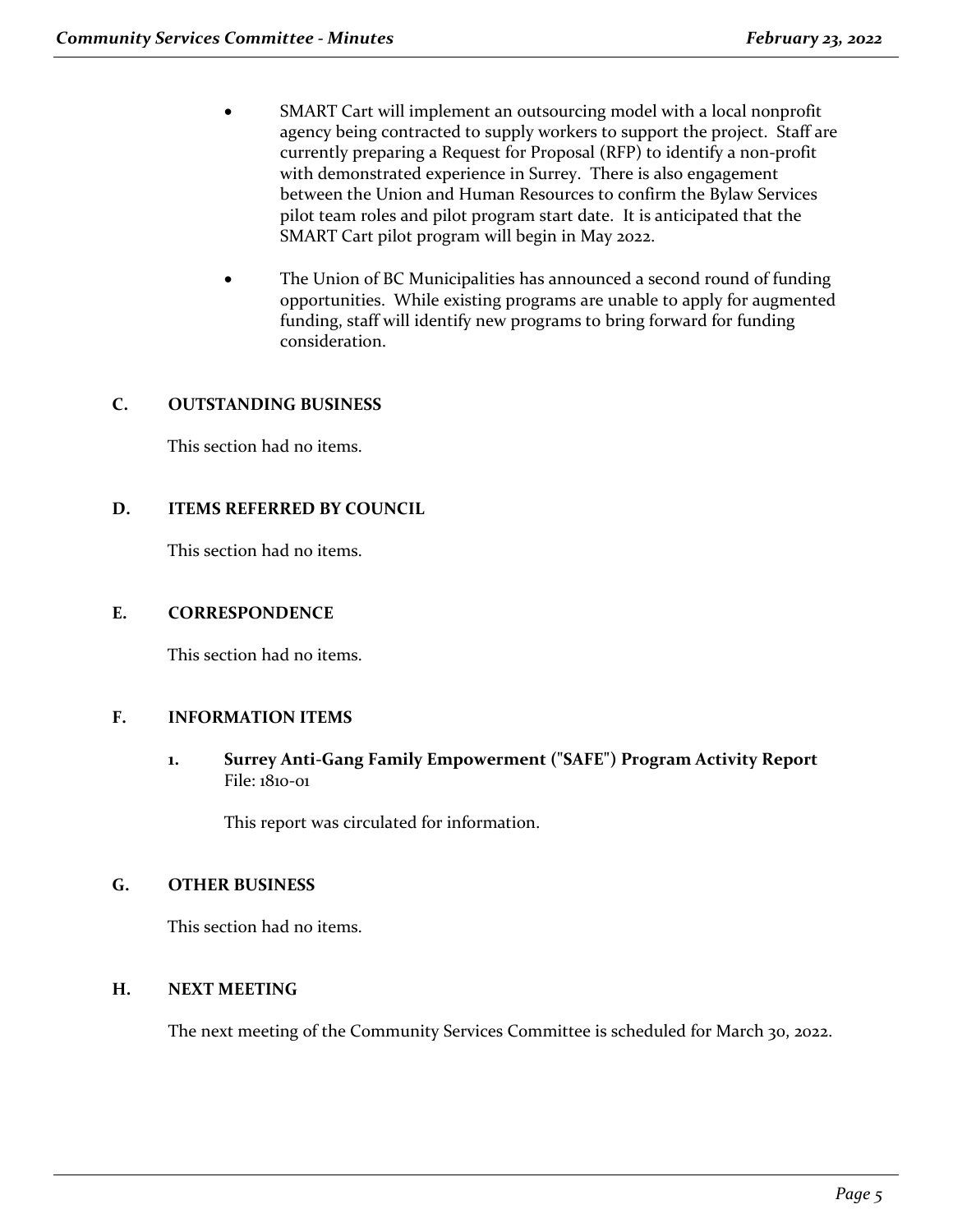- SMART Cart will implement an outsourcing model with a local nonprofit agency being contracted to supply workers to support the project. Staff are currently preparing a Request for Proposal (RFP) to identify a non-profit with demonstrated experience in Surrey. There is also engagement between the Union and Human Resources to confirm the Bylaw Services pilot team roles and pilot program start date. It is anticipated that the SMART Cart pilot program will begin in May 2022.

- The Union of BC Municipalities has announced a second round of funding opportunities. While existing programs are unable to apply for augmented funding, staff will identify new programs to bring forward for funding consideration.

## C. OUTSTANDING BUSINESS

This section had no items.

## D. ITEMS REFERRED BY COUNCIL

This section had no items.

## E. CORRESPONDENCE

This section had no items.

## F. INFORMATION ITEMS

### 1. Surrey Anti-Gang Family Empowerment ("SAFE") Program Activity Report

File: 1810-01

This report was circulated for information.

## G. OTHER BUSINESS

This section had no items.

## H. NEXT MEETING

The next meeting of the Community Services Committee is scheduled for March 30, 2022.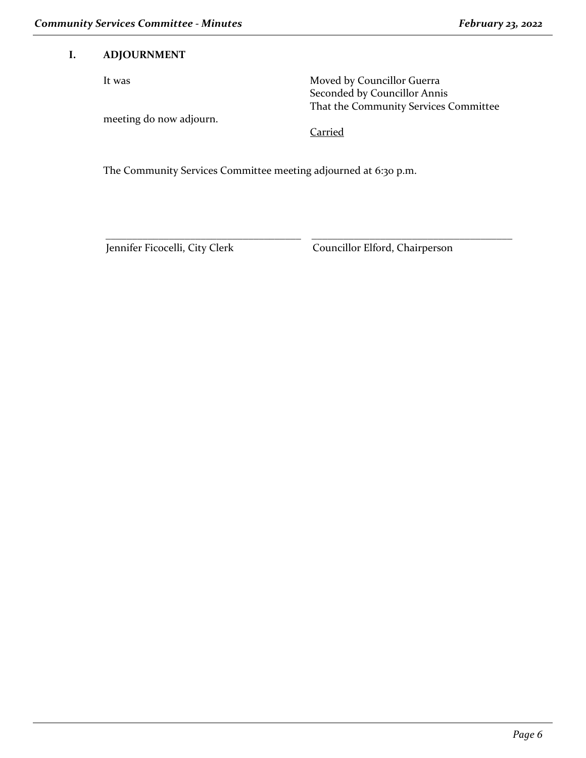## I. ADJOURNMENT

It was

Moved by Councillor Guerra
Seconded by Councillor Annis
That the Community Services Committee meeting do now adjourn.

Carried

The Community Services Committee meeting adjourned at 6:30 p.m.

\_\_\_\_\_\_\_\_\_\_\_\_\_\_\_\_\_\_\_\_\_\_\_\_\_\_\_\_\_\_\_\_\_\_\_\_\_\_
Jennifer Ficocelli, City Clerk

\_\_\_\_\_\_\_\_\_\_\_\_\_\_\_\_\_\_\_\_\_\_\_\_\_\_\_\_\_\_\_\_\_\_\_\_\_\_
Councillor Elford, Chairperson